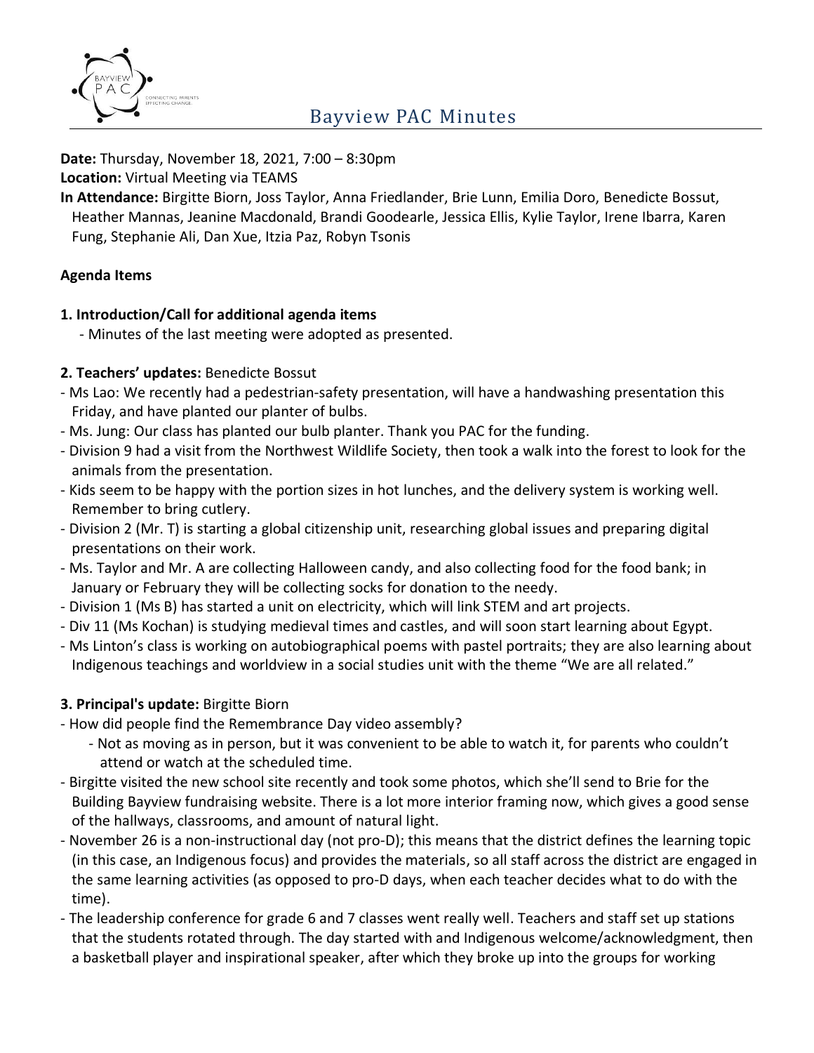# Bayview PAC Minutes

**Date:** Thursday, November 18, 2021, 7:00 – 8:30pm
**Location:** Virtual Meeting via TEAMS
**In Attendance:** Birgitte Biorn, Joss Taylor, Anna Friedlander, Brie Lunn, Emilia Doro, Benedicte Bossut, Heather Mannas, Jeanine Macdonald, Brandi Goodearle, Jessica Ellis, Kylie Taylor, Irene Ibarra, Karen Fung, Stephanie Ali, Dan Xue, Itzia Paz, Robyn Tsonis

**Agenda Items**

**1. Introduction/Call for additional agenda items**

- Minutes of the last meeting were adopted as presented.

**2. Teachers' updates:** Benedicte Bossut

- Ms Lao: We recently had a pedestrian-safety presentation, will have a handwashing presentation this Friday, and have planted our planter of bulbs.
- Ms. Jung: Our class has planted our bulb planter. Thank you PAC for the funding.
- Division 9 had a visit from the Northwest Wildlife Society, then took a walk into the forest to look for the animals from the presentation.
- Kids seem to be happy with the portion sizes in hot lunches, and the delivery system is working well. Remember to bring cutlery.
- Division 2 (Mr. T) is starting a global citizenship unit, researching global issues and preparing digital presentations on their work.
- Ms. Taylor and Mr. A are collecting Halloween candy, and also collecting food for the food bank; in January or February they will be collecting socks for donation to the needy.
- Division 1 (Ms B) has started a unit on electricity, which will link STEM and art projects.
- Div 11 (Ms Kochan) is studying medieval times and castles, and will soon start learning about Egypt.
- Ms Linton's class is working on autobiographical poems with pastel portraits; they are also learning about Indigenous teachings and worldview in a social studies unit with the theme "We are all related."

**3. Principal's update:** Birgitte Biorn

- How did people find the Remembrance Day video assembly?
  - Not as moving as in person, but it was convenient to be able to watch it, for parents who couldn't attend or watch at the scheduled time.
- Birgitte visited the new school site recently and took some photos, which she'll send to Brie for the Building Bayview fundraising website. There is a lot more interior framing now, which gives a good sense of the hallways, classrooms, and amount of natural light.
- November 26 is a non-instructional day (not pro-D); this means that the district defines the learning topic (in this case, an Indigenous focus) and provides the materials, so all staff across the district are engaged in the same learning activities (as opposed to pro-D days, when each teacher decides what to do with the time).
- The leadership conference for grade 6 and 7 classes went really well. Teachers and staff set up stations that the students rotated through. The day started with and Indigenous welcome/acknowledgment, then a basketball player and inspirational speaker, after which they broke up into the groups for working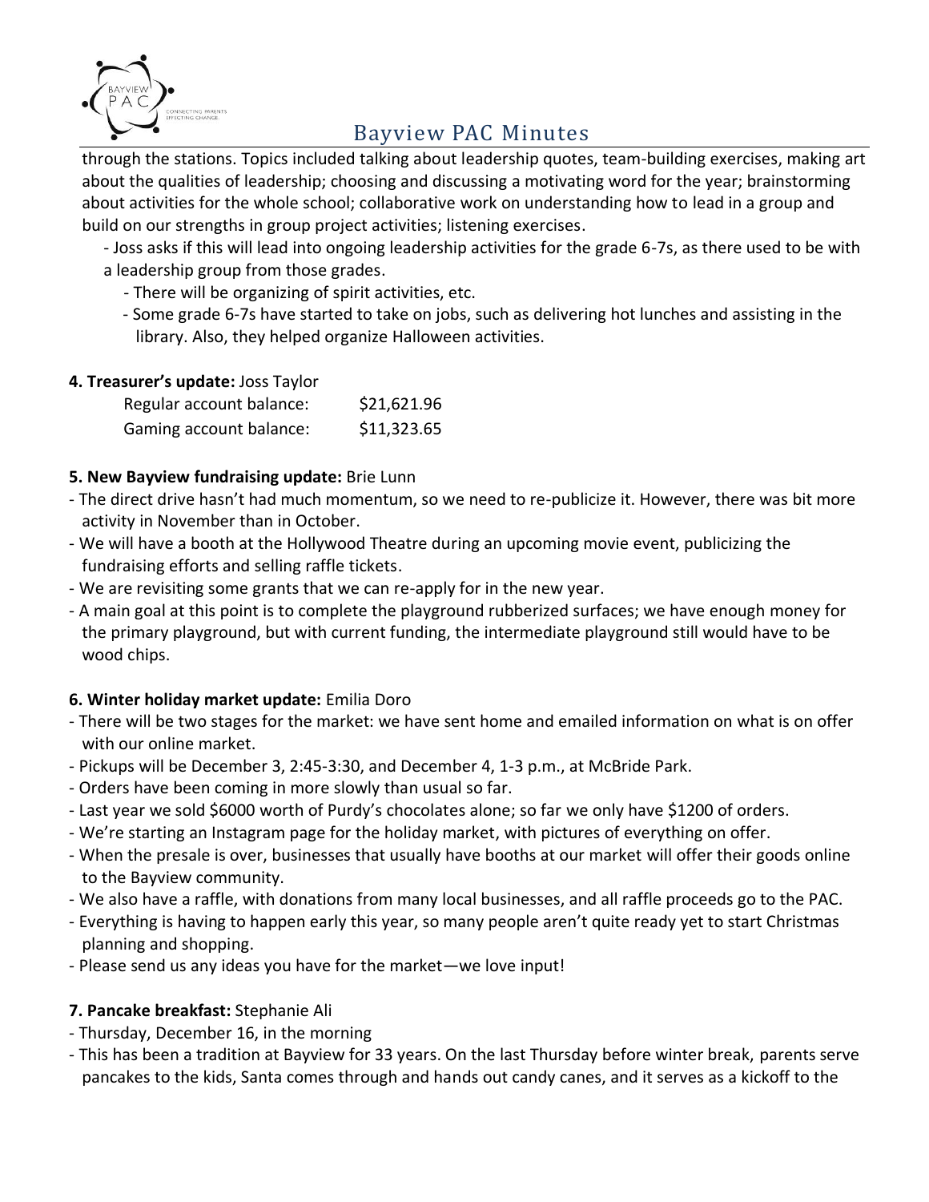through the stations. Topics included talking about leadership quotes, team-building exercises, making art about the qualities of leadership; choosing and discussing a motivating word for the year; brainstorming about activities for the whole school; collaborative work on understanding how to lead in a group and build on our strengths in group project activities; listening exercises.

- Joss asks if this will lead into ongoing leadership activities for the grade 6-7s, as there used to be with a leadership group from those grades.
  - There will be organizing of spirit activities, etc.
  - Some grade 6-7s have started to take on jobs, such as delivering hot lunches and assisting in the library. Also, they helped organize Halloween activities.

**4. Treasurer's update:** Joss Taylor

| | |
|---|---|
| Regular account balance: | \$21,621.96 |
| Gaming account balance: | \$11,323.65 |

**5. New Bayview fundraising update:** Brie Lunn

- The direct drive hasn't had much momentum, so we need to re-publicize it. However, there was bit more activity in November than in October.
- We will have a booth at the Hollywood Theatre during an upcoming movie event, publicizing the fundraising efforts and selling raffle tickets.
- We are revisiting some grants that we can re-apply for in the new year.
- A main goal at this point is to complete the playground rubberized surfaces; we have enough money for the primary playground, but with current funding, the intermediate playground still would have to be wood chips.

**6. Winter holiday market update:** Emilia Doro

- There will be two stages for the market: we have sent home and emailed information on what is on offer with our online market.
- Pickups will be December 3, 2:45-3:30, and December 4, 1-3 p.m., at McBride Park.
- Orders have been coming in more slowly than usual so far.
- Last year we sold \$6000 worth of Purdy's chocolates alone; so far we only have \$1200 of orders.
- We're starting an Instagram page for the holiday market, with pictures of everything on offer.
- When the presale is over, businesses that usually have booths at our market will offer their goods online to the Bayview community.
- We also have a raffle, with donations from many local businesses, and all raffle proceeds go to the PAC.
- Everything is having to happen early this year, so many people aren't quite ready yet to start Christmas planning and shopping.
- Please send us any ideas you have for the market—we love input!

**7. Pancake breakfast:** Stephanie Ali

- Thursday, December 16, in the morning
- This has been a tradition at Bayview for 33 years. On the last Thursday before winter break, parents serve pancakes to the kids, Santa comes through and hands out candy canes, and it serves as a kickoff to the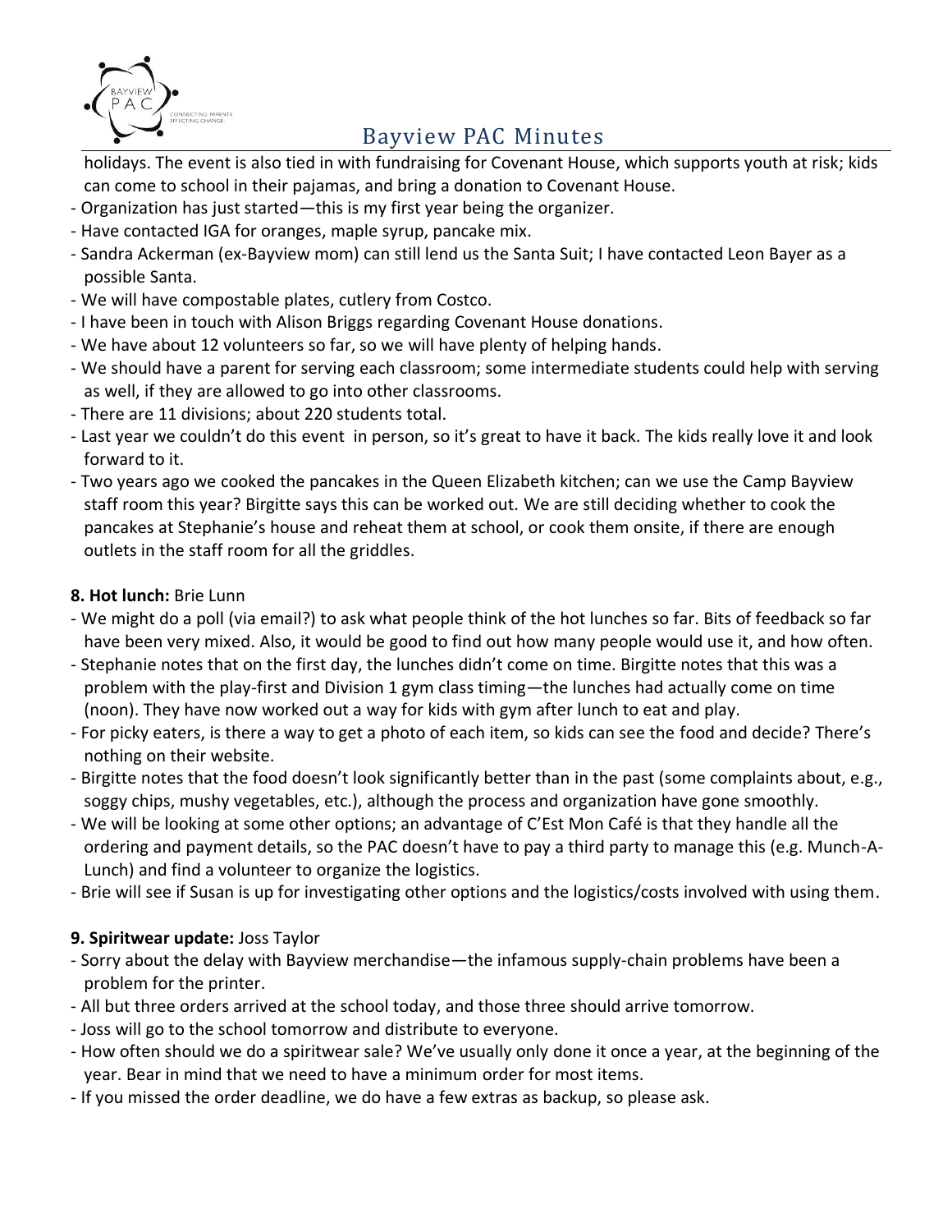holidays. The event is also tied in with fundraising for Covenant House, which supports youth at risk; kids can come to school in their pajamas, and bring a donation to Covenant House.

- Organization has just started—this is my first year being the organizer.
- Have contacted IGA for oranges, maple syrup, pancake mix.
- Sandra Ackerman (ex-Bayview mom) can still lend us the Santa Suit; I have contacted Leon Bayer as a possible Santa.
- We will have compostable plates, cutlery from Costco.
- I have been in touch with Alison Briggs regarding Covenant House donations.
- We have about 12 volunteers so far, so we will have plenty of helping hands.
- We should have a parent for serving each classroom; some intermediate students could help with serving as well, if they are allowed to go into other classrooms.
- There are 11 divisions; about 220 students total.
- Last year we couldn't do this event in person, so it's great to have it back. The kids really love it and look forward to it.
- Two years ago we cooked the pancakes in the Queen Elizabeth kitchen; can we use the Camp Bayview staff room this year? Birgitte says this can be worked out. We are still deciding whether to cook the pancakes at Stephanie's house and reheat them at school, or cook them onsite, if there are enough outlets in the staff room for all the griddles.

**8. Hot lunch:** Brie Lunn

- We might do a poll (via email?) to ask what people think of the hot lunches so far. Bits of feedback so far have been very mixed. Also, it would be good to find out how many people would use it, and how often.
- Stephanie notes that on the first day, the lunches didn't come on time. Birgitte notes that this was a problem with the play-first and Division 1 gym class timing—the lunches had actually come on time (noon). They have now worked out a way for kids with gym after lunch to eat and play.
- For picky eaters, is there a way to get a photo of each item, so kids can see the food and decide? There's nothing on their website.
- Birgitte notes that the food doesn't look significantly better than in the past (some complaints about, e.g., soggy chips, mushy vegetables, etc.), although the process and organization have gone smoothly.
- We will be looking at some other options; an advantage of C'Est Mon Café is that they handle all the ordering and payment details, so the PAC doesn't have to pay a third party to manage this (e.g. Munch-A-Lunch) and find a volunteer to organize the logistics.
- Brie will see if Susan is up for investigating other options and the logistics/costs involved with using them.

**9. Spiritwear update:** Joss Taylor

- Sorry about the delay with Bayview merchandise—the infamous supply-chain problems have been a problem for the printer.
- All but three orders arrived at the school today, and those three should arrive tomorrow.
- Joss will go to the school tomorrow and distribute to everyone.
- How often should we do a spiritwear sale? We've usually only done it once a year, at the beginning of the year. Bear in mind that we need to have a minimum order for most items.
- If you missed the order deadline, we do have a few extras as backup, so please ask.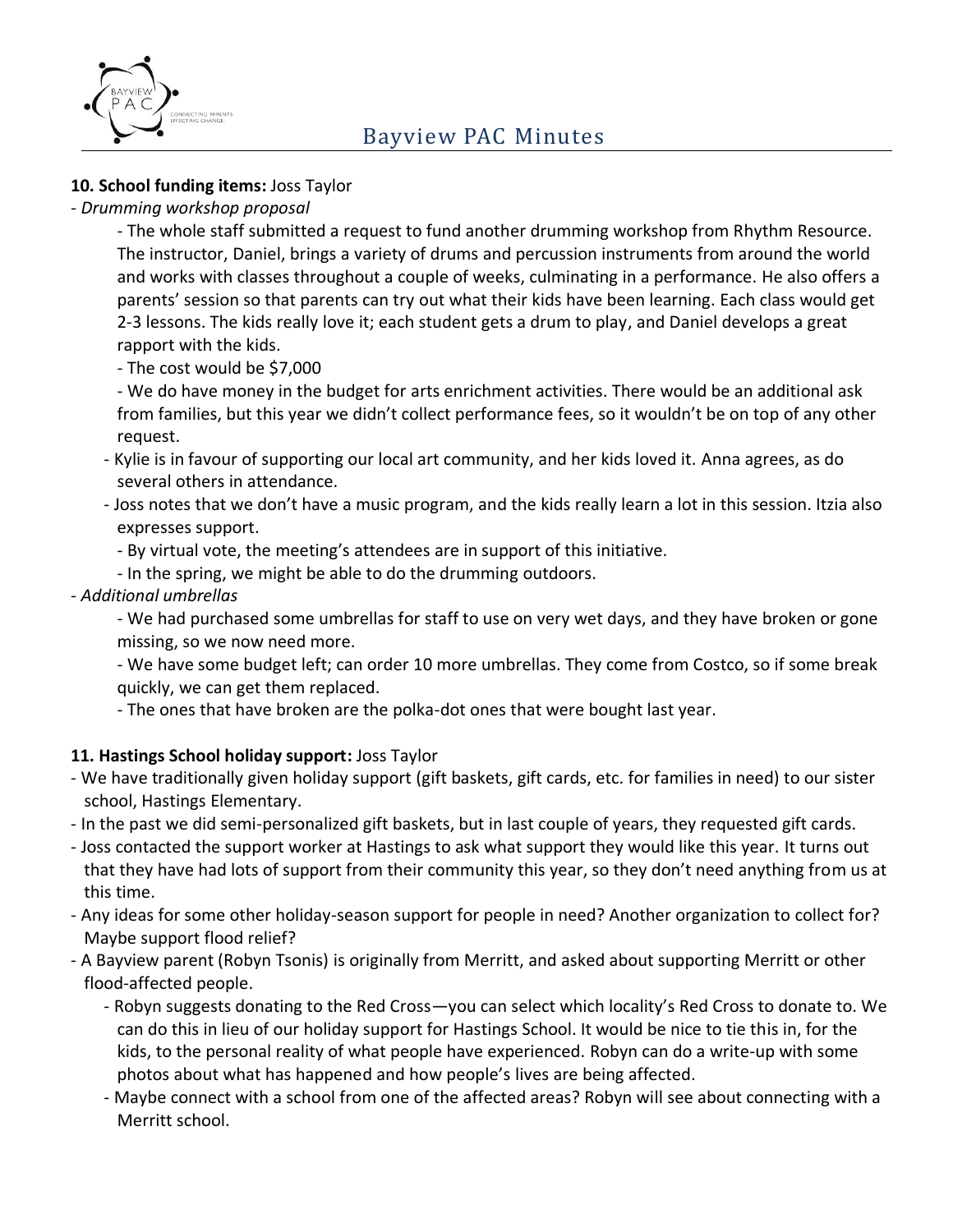**10. School funding items:** Joss Taylor

- *Drumming workshop proposal*
    - The whole staff submitted a request to fund another drumming workshop from Rhythm Resource. The instructor, Daniel, brings a variety of drums and percussion instruments from around the world and works with classes throughout a couple of weeks, culminating in a performance. He also offers a parents' session so that parents can try out what their kids have been learning. Each class would get 2-3 lessons. The kids really love it; each student gets a drum to play, and Daniel develops a great rapport with the kids.
    - The cost would be $7,000
    - We do have money in the budget for arts enrichment activities. There would be an additional ask from families, but this year we didn't collect performance fees, so it wouldn't be on top of any other request.
    - Kylie is in favour of supporting our local art community, and her kids loved it. Anna agrees, as do several others in attendance.
    - Joss notes that we don't have a music program, and the kids really learn a lot in this session. Itzia also expresses support.
    - By virtual vote, the meeting's attendees are in support of this initiative.
    - In the spring, we might be able to do the drumming outdoors.
- *Additional umbrellas*
    - We had purchased some umbrellas for staff to use on very wet days, and they have broken or gone missing, so we now need more.
    - We have some budget left; can order 10 more umbrellas. They come from Costco, so if some break quickly, we can get them replaced.
    - The ones that have broken are the polka-dot ones that were bought last year.

**11. Hastings School holiday support:** Joss Taylor

- We have traditionally given holiday support (gift baskets, gift cards, etc. for families in need) to our sister school, Hastings Elementary.
- In the past we did semi-personalized gift baskets, but in last couple of years, they requested gift cards.
- Joss contacted the support worker at Hastings to ask what support they would like this year. It turns out that they have had lots of support from their community this year, so they don't need anything from us at this time.
- Any ideas for some other holiday-season support for people in need? Another organization to collect for? Maybe support flood relief?
- A Bayview parent (Robyn Tsonis) is originally from Merritt, and asked about supporting Merritt or other flood-affected people.
    - Robyn suggests donating to the Red Cross—you can select which locality's Red Cross to donate to. We can do this in lieu of our holiday support for Hastings School. It would be nice to tie this in, for the kids, to the personal reality of what people have experienced. Robyn can do a write-up with some photos about what has happened and how people's lives are being affected.
    - Maybe connect with a school from one of the affected areas? Robyn will see about connecting with a Merritt school.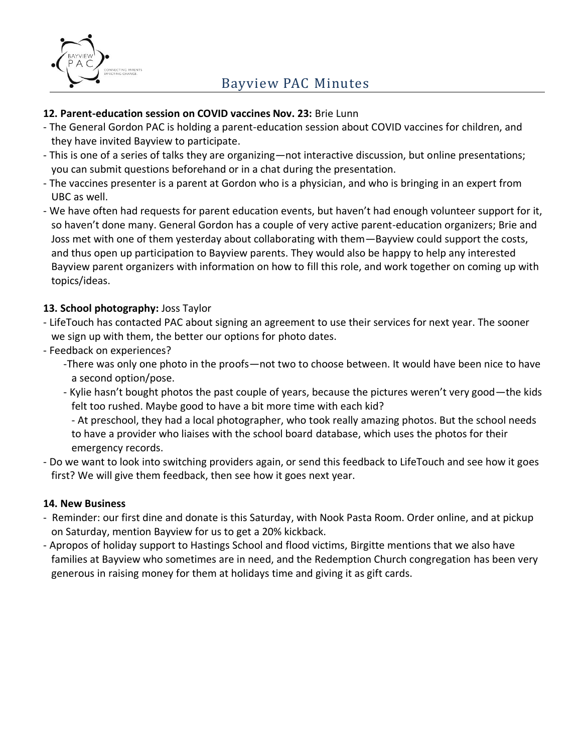### 12. Parent-education session on COVID vaccines Nov. 23: Brie Lunn

- The General Gordon PAC is holding a parent-education session about COVID vaccines for children, and they have invited Bayview to participate.
- This is one of a series of talks they are organizing—not interactive discussion, but online presentations; you can submit questions beforehand or in a chat during the presentation.
- The vaccines presenter is a parent at Gordon who is a physician, and who is bringing in an expert from UBC as well.
- We have often had requests for parent education events, but haven't had enough volunteer support for it, so haven't done many. General Gordon has a couple of very active parent-education organizers; Brie and Joss met with one of them yesterday about collaborating with them—Bayview could support the costs, and thus open up participation to Bayview parents. They would also be happy to help any interested Bayview parent organizers with information on how to fill this role, and work together on coming up with topics/ideas.

### 13. School photography: Joss Taylor

- LifeTouch has contacted PAC about signing an agreement to use their services for next year. The sooner we sign up with them, the better our options for photo dates.
- Feedback on experiences?
  - There was only one photo in the proofs—not two to choose between. It would have been nice to have a second option/pose.
  - Kylie hasn't bought photos the past couple of years, because the pictures weren't very good—the kids felt too rushed. Maybe good to have a bit more time with each kid?
  - At preschool, they had a local photographer, who took really amazing photos. But the school needs to have a provider who liaises with the school board database, which uses the photos for their emergency records.
- Do we want to look into switching providers again, or send this feedback to LifeTouch and see how it goes first? We will give them feedback, then see how it goes next year.

### 14. New Business

- Reminder: our first dine and donate is this Saturday, with Nook Pasta Room. Order online, and at pickup on Saturday, mention Bayview for us to get a 20% kickback.
- Apropos of holiday support to Hastings School and flood victims, Birgitte mentions that we also have families at Bayview who sometimes are in need, and the Redemption Church congregation has been very generous in raising money for them at holidays time and giving it as gift cards.